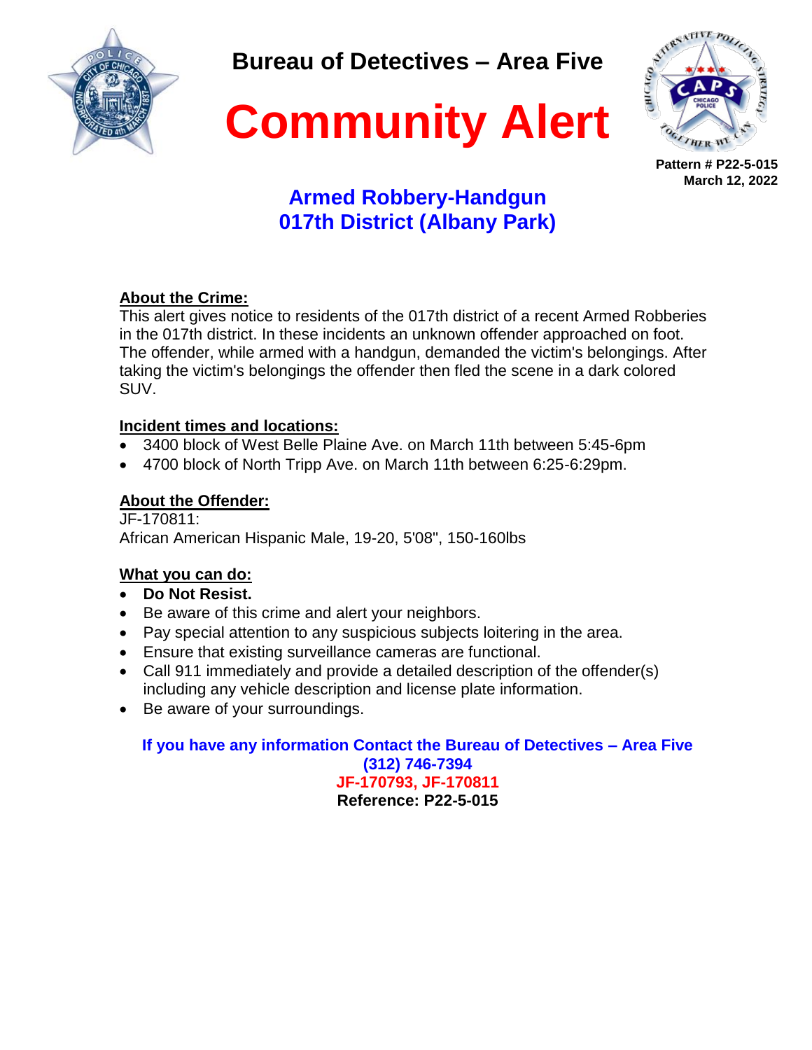# Bureau of Detectives – Area Five

# Community Alert

**Pattern # P22-5-015**
**March 12, 2022**

## Armed Robbery-Handgun
## 017th District (Albany Park)

**About the Crime:**

This alert gives notice to residents of the 017th district of a recent Armed Robberies in the 017th district. In these incidents an unknown offender approached on foot. The offender, while armed with a handgun, demanded the victim's belongings. After taking the victim's belongings the offender then fled the scene in a dark colored SUV.

**Incident times and locations:**

- 3400 block of West Belle Plaine Ave. on March 11th between 5:45-6pm
- 4700 block of North Tripp Ave. on March 11th between 6:25-6:29pm.

**About the Offender:**

JF-170811:
African American Hispanic Male, 19-20, 5'08", 150-160lbs

**What you can do:**

- **Do Not Resist.**
- Be aware of this crime and alert your neighbors.
- Pay special attention to any suspicious subjects loitering in the area.
- Ensure that existing surveillance cameras are functional.
- Call 911 immediately and provide a detailed description of the offender(s) including any vehicle description and license plate information.
- Be aware of your surroundings.

**If you have any information Contact the Bureau of Detectives – Area Five**
**(312) 746-7394**
**JF-170793, JF-170811**
**Reference: P22-5-015**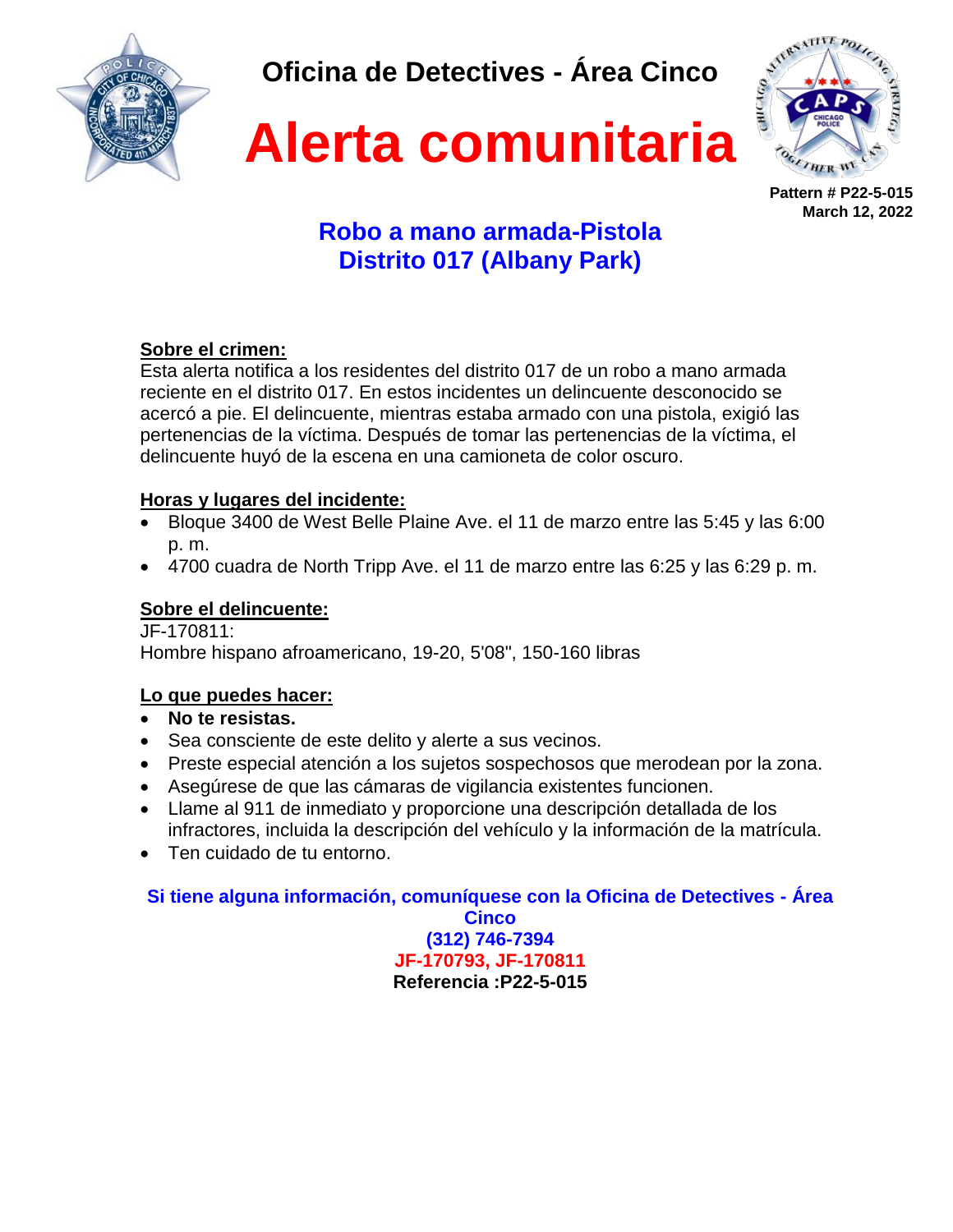Oficina de Detectives - Área Cinco

# Alerta comunitaria

**Pattern # P22-5-015**
**March 12, 2022**

## Robo a mano armada-Pistola
## Distrito 017 (Albany Park)

**Sobre el crimen:**
Esta alerta notifica a los residentes del distrito 017 de un robo a mano armada reciente en el distrito 017. En estos incidentes un delincuente desconocido se acercó a pie. El delincuente, mientras estaba armado con una pistola, exigió las pertenencias de la víctima. Después de tomar las pertenencias de la víctima, el delincuente huyó de la escena en una camioneta de color oscuro.

**Horas y lugares del incidente:**
- Bloque 3400 de West Belle Plaine Ave. el 11 de marzo entre las 5:45 y las 6:00 p. m.
- 4700 cuadra de North Tripp Ave. el 11 de marzo entre las 6:25 y las 6:29 p. m.

**Sobre el delincuente:**
JF-170811:
Hombre hispano afroamericano, 19-20, 5'08", 150-160 libras

**Lo que puedes hacer:**
- **No te resistas.**
- Sea consciente de este delito y alerte a sus vecinos.
- Preste especial atención a los sujetos sospechosos que merodean por la zona.
- Asegúrese de que las cámaras de vigilancia existentes funcionen.
- Llame al 911 de inmediato y proporcione una descripción detallada de los infractores, incluida la descripción del vehículo y la información de la matrícula.
- Ten cuidado de tu entorno.

**Si tiene alguna información, comuníquese con la Oficina de Detectives - Área Cinco**
**(312) 746-7394**
**JF-170793, JF-170811**
**Referencia :P22-5-015**